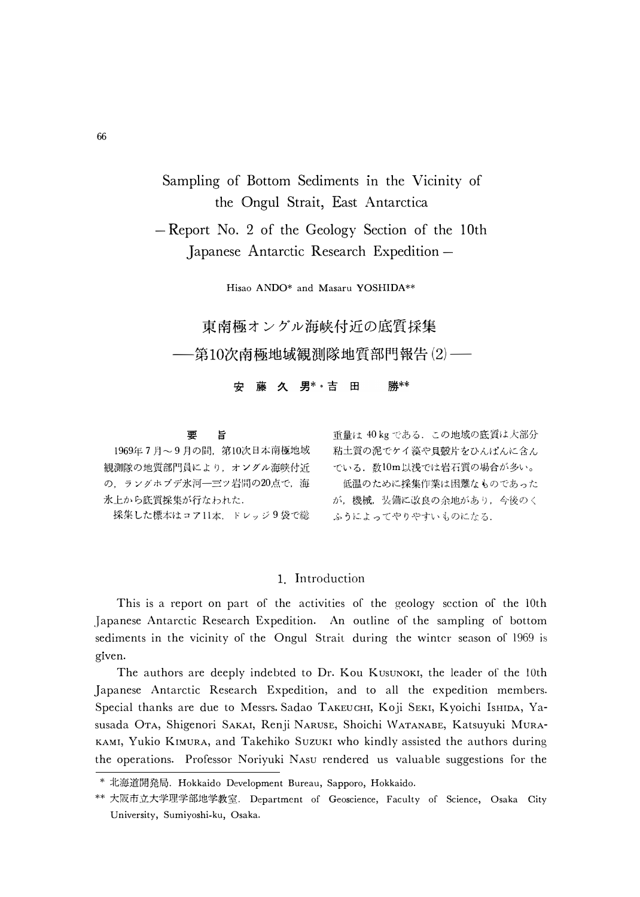# Sampling of Bottom Sediments in the Vicinity of the Ongul Strait, East Antarctica

## – Report No. 2 of the Geology Section of the 10th Japanese Antarctic Research Expedition –

Hisao ANDO* and Masaru YOSHIDA**

# 東南極オングル海峡付近の底質採集

## ––第10次南極地域観測隊地質部門報告(2)––

安藤久男*・吉田　勝**

### 要　旨

1969年7月〜9月の間，第10次日本南極地域観測隊の地質部門員により，オングル海峡付近の，ラングホブデ氷河—三ツ岩間の20点で，海氷上から底質採集が行なわれた．

採集した標本はコア11本，ドレッジ9袋で総重量は40kgである．この地域の底質は大部分粘土質の泥でケイ藻や貝殻片をひんぱんに含んでいる．数10m以浅では岩石質の場合が多い。

低温のために採集作業は困難なものであったが，機械，装備に改良の余地があり，今後のくふうによってやりやすいものになる．

## 1. Introduction

This is a report on part of the activities of the geology section of the 10th Japanese Antarctic Research Expedition. An outline of the sampling of bottom sediments in the vicinity of the Ongul Strait during the winter season of 1969 is given.

The authors are deeply indebted to Dr. Kou KUSUNOKI, the leader of the 10th Japanese Antarctic Research Expedition, and to all the expedition members. Special thanks are due to Messrs. Sadao TAKEUCHI, Koji SEKI, Kyoichi ISHIDA, Yasusada OTA, Shigenori SAKAI, Renji NARUSE, Shoichi WATANABE, Katsuyuki MURAKAMI, Yukio KIMURA, and Takehiko SUZUKI who kindly assisted the authors during the operations. Professor Noriyuki NASU rendered us valuable suggestions for the

---

\* 北海道開発局. Hokkaido Development Bureau, Sapporo, Hokkaido.

\*\* 大阪市立大学理学部地学教室. Department of Geoscience, Faculty of Science, Osaka City University, Sumiyoshi-ku, Osaka.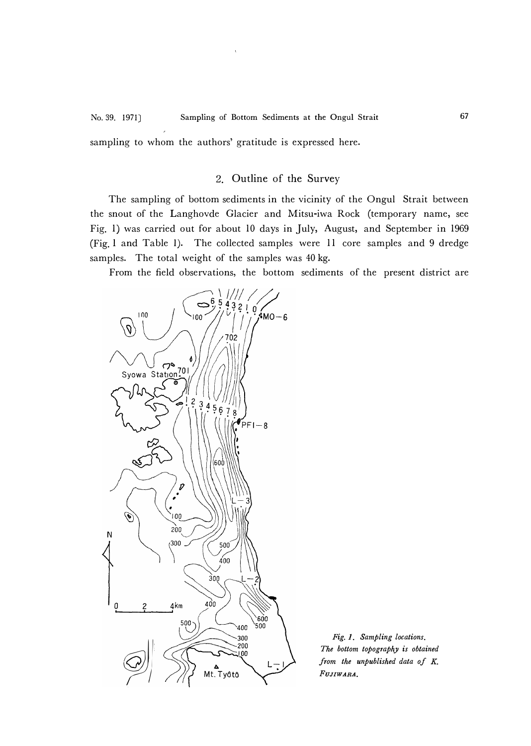sampling to whom the authors' gratitude is expressed here.

## 2. Outline of the Survey

The sampling of bottom sediments in the vicinity of the Ongul Strait between the snout of the Langhovde Glacier and Mitsu-iwa Rock (temporary name, see Fig. 1) was carried out for about 10 days in July, August, and September in 1969 (Fig. 1 and Table 1). The collected samples were 11 core samples and 9 dredge samples. The total weight of the samples was 40 kg.

From the field observations, the bottom sediments of the present district are

*Fig. 1. Sampling locations. The bottom topography is obtained from the unpublished data of K. FUJIWARA.*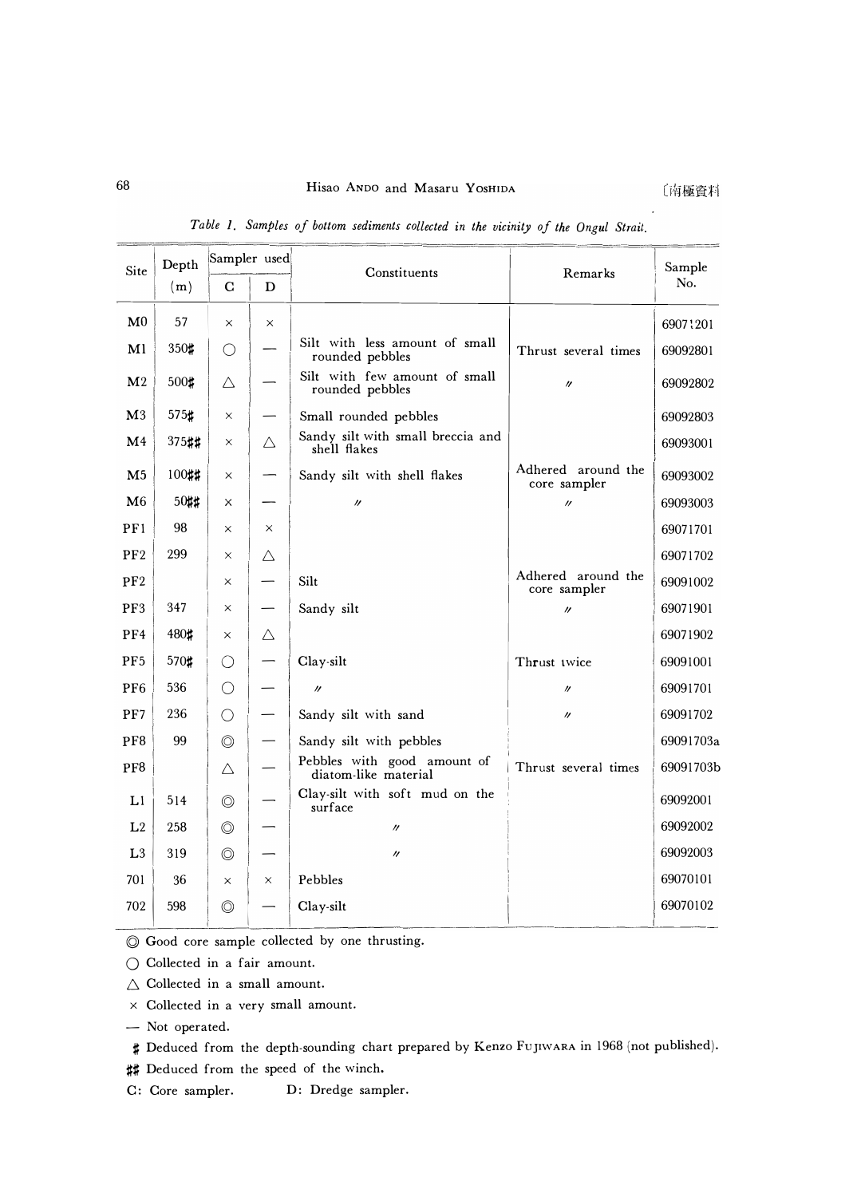*Table 1. Samples of bottom sediments collected in the vicinity of the Ongul Strait.*

| Site | Depth (m) | Sampler used | | Constituents | Remarks | Sample No. |
|---|---|---|---|---|---|---|
| | | C | D | | | |
| M0 | 57 | × | × | | | 69071201 |
| M1 | 350♯ | ○ | — | Silt with less amount of small rounded pebbles | Thrust several times | 69092801 |
| M2 | 500♯ | △ | — | Silt with few amount of small rounded pebbles | 〃 | 69092802 |
| M3 | 575♯ | × | — | Small rounded pebbles | | 69092803 |
| M4 | 375♯♯ | × | △ | Sandy silt with small breccia and shell flakes | | 69093001 |
| M5 | 100♯♯ | × | — | Sandy silt with shell flakes | Adhered around the core sampler | 69093002 |
| M6 | 50♯♯ | × | — | 〃 | 〃 | 69093003 |
| PF1 | 98 | × | × | | | 69071701 |
| PF2 | 299 | × | △ | | | 69071702 |
| PF2 | | × | — | Silt | Adhered around the core sampler | 69091002 |
| PF3 | 347 | × | — | Sandy silt | 〃 | 69071901 |
| PF4 | 480♯ | × | △ | | | 69071902 |
| PF5 | 570♯ | ○ | — | Clay-silt | Thrust twice | 69091001 |
| PF6 | 536 | ○ | — | 〃 | 〃 | 69091701 |
| PF7 | 236 | ○ | — | Sandy silt with sand | 〃 | 69091702 |
| PF8 | 99 | ◎ | — | Sandy silt with pebbles | | 69091703a |
| PF8 | | △ | — | Pebbles with good amount of diatom-like material | Thrust several times | 69091703b |
| L1 | 514 | ◎ | — | Clay-silt with soft mud on the surface | | 69092001 |
| L2 | 258 | ◎ | — | 〃 | | 69092002 |
| L3 | 319 | ◎ | — | 〃 | | 69092003 |
| 701 | 36 | × | × | Pebbles | | 69070101 |
| 702 | 598 | ◎ | — | Clay-silt | | 69070102 |

◎ Good core sample collected by one thrusting.

○ Collected in a fair amount.

△ Collected in a small amount.

× Collected in a very small amount.

— Not operated.

♯ Deduced from the depth-sounding chart prepared by Kenzo FUJIWARA in 1968 (not published).

♯♯ Deduced from the speed of the winch.

C: Core sampler. D: Dredge sampler.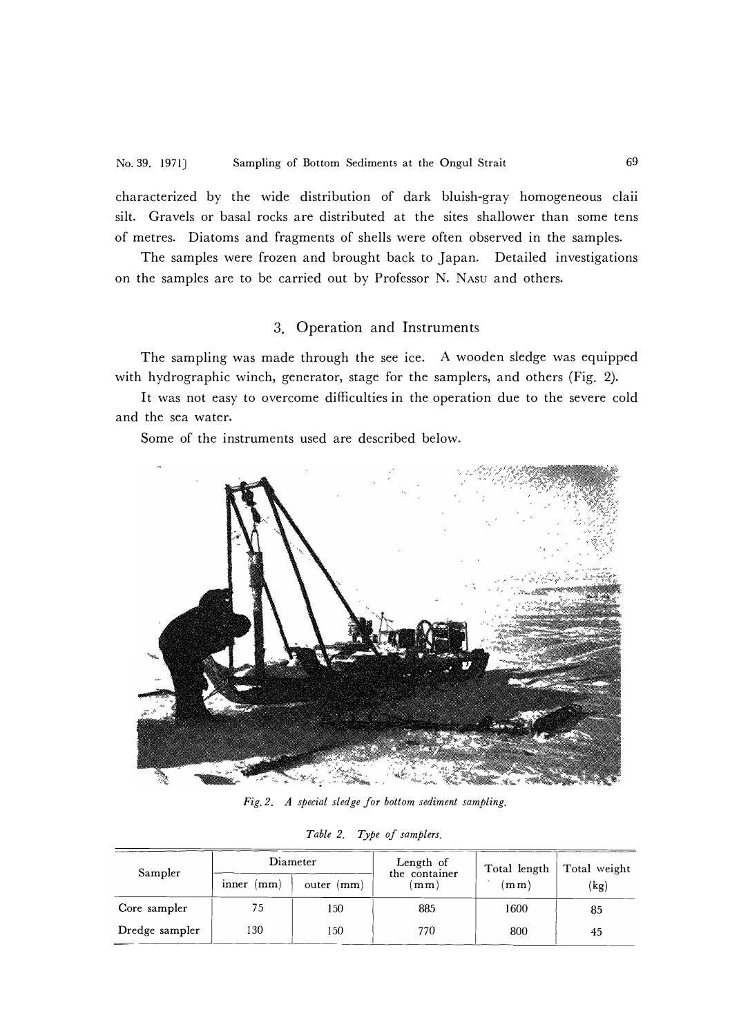characterized by the wide distribution of dark bluish-gray homogeneous claii silt. Gravels or basal rocks are distributed at the sites shallower than some tens of metres. Diatoms and fragments of shells were often observed in the samples.

The samples were frozen and brought back to Japan. Detailed investigations on the samples are to be carried out by Professor N. NASU and others.

## 3. Operation and Instruments

The sampling was made through the see ice. A wooden sledge was equipped with hydrographic winch, generator, stage for the samplers, and others (Fig. 2).

It was not easy to overcome difficulties in the operation due to the severe cold and the sea water.

Some of the instruments used are described below.

*Fig. 2. A special sledge for bottom sediment sampling.*

*Table 2. Type of samplers.*

| Sampler | Diameter | | Length of the container (mm) | Total length (mm) | Total weight (kg) |
|---|---|---|---|---|---|
| | inner (mm) | outer (mm) | | | |
| Core sampler | 75 | 150 | 885 | 1600 | 85 |
| Dredge sampler | 130 | 150 | 770 | 800 | 45 |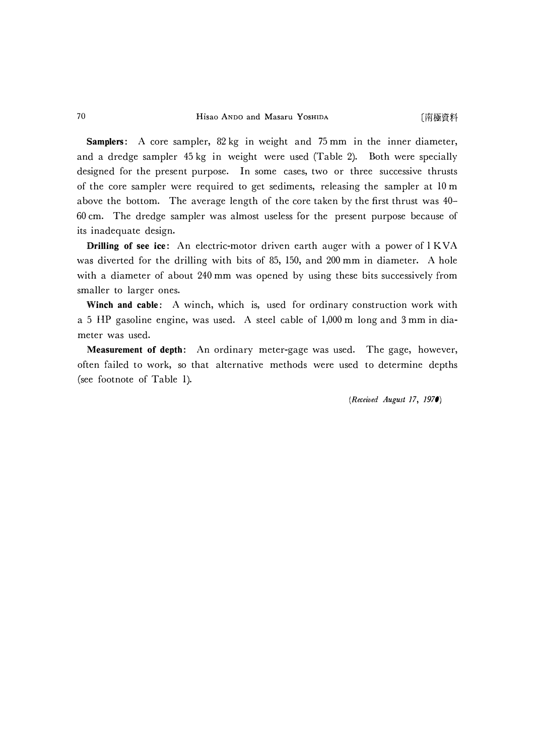**Samplers**: A core sampler, 82 kg in weight and 75 mm in the inner diameter, and a dredge sampler 45 kg in weight were used (Table 2). Both were specially designed for the present purpose. In some cases, two or three successive thrusts of the core sampler were required to get sediments, releasing the sampler at 10 m above the bottom. The average length of the core taken by the first thrust was 40–60 cm. The dredge sampler was almost useless for the present purpose because of its inadequate design.

**Drilling of see ice**: An electric-motor driven earth auger with a power of 1 KVA was diverted for the drilling with bits of 85, 150, and 200 mm in diameter. A hole with a diameter of about 240 mm was opened by using these bits successively from smaller to larger ones.

**Winch and cable**: A winch, which is, used for ordinary construction work with a 5 HP gasoline engine, was used. A steel cable of 1,000 m long and 3 mm in diameter was used.

**Measurement of depth**: An ordinary meter-gage was used. The gage, however, often failed to work, so that alternative methods were used to determine depths (see footnote of Table 1).

*(Received August 17, 1970)*